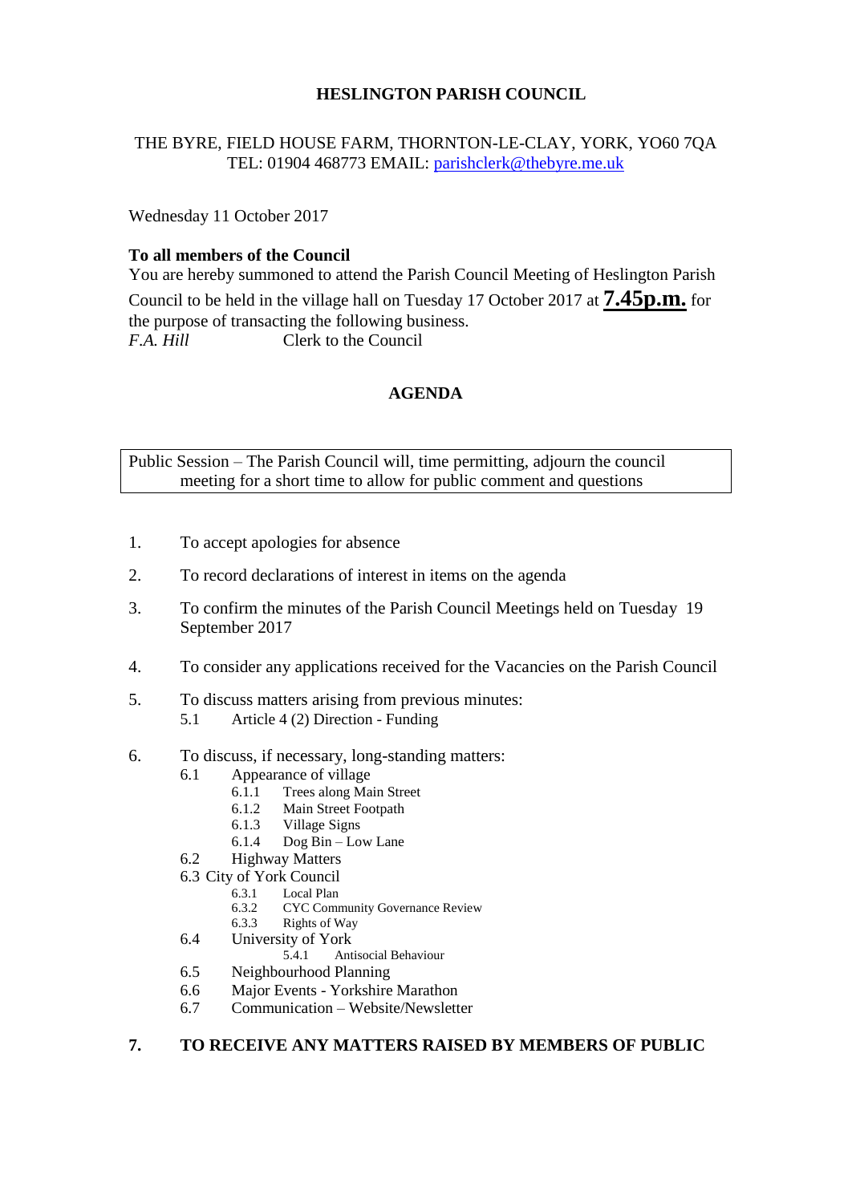**HESLINGTON PARISH COUNCIL**

THE BYRE, FIELD HOUSE FARM, THORNTON-LE-CLAY, YORK, YO60 7QA
TEL: 01904 468773 EMAIL: parishclerk@thebyre.me.uk

Wednesday 11 October 2017

**To all members of the Council**
You are hereby summoned to attend the Parish Council Meeting of Heslington Parish Council to be held in the village hall on Tuesday 17 October 2017 at **7.45p.m.** for the purpose of transacting the following business.
*F.A. Hill* Clerk to the Council

## AGENDA

Public Session – The Parish Council will, time permitting, adjourn the council meeting for a short time to allow for public comment and questions

1. To accept apologies for absence
2. To record declarations of interest in items on the agenda
3. To confirm the minutes of the Parish Council Meetings held on Tuesday 19 September 2017
4. To consider any applications received for the Vacancies on the Parish Council
5. To discuss matters arising from previous minutes:
   - 5.1 Article 4 (2) Direction - Funding
6. To discuss, if necessary, long-standing matters:
   - 6.1 Appearance of village
     - 6.1.1 Trees along Main Street
     - 6.1.2 Main Street Footpath
     - 6.1.3 Village Signs
     - 6.1.4 Dog Bin – Low Lane
   - 6.2 Highway Matters
   - 6.3 City of York Council
     - 6.3.1 Local Plan
     - 6.3.2 CYC Community Governance Review
     - 6.3.3 Rights of Way
   - 6.4 University of York
     - 5.4.1 Antisocial Behaviour
   - 6.5 Neighbourhood Planning
   - 6.6 Major Events - Yorkshire Marathon
   - 6.7 Communication – Website/Newsletter

7. **TO RECEIVE ANY MATTERS RAISED BY MEMBERS OF PUBLIC**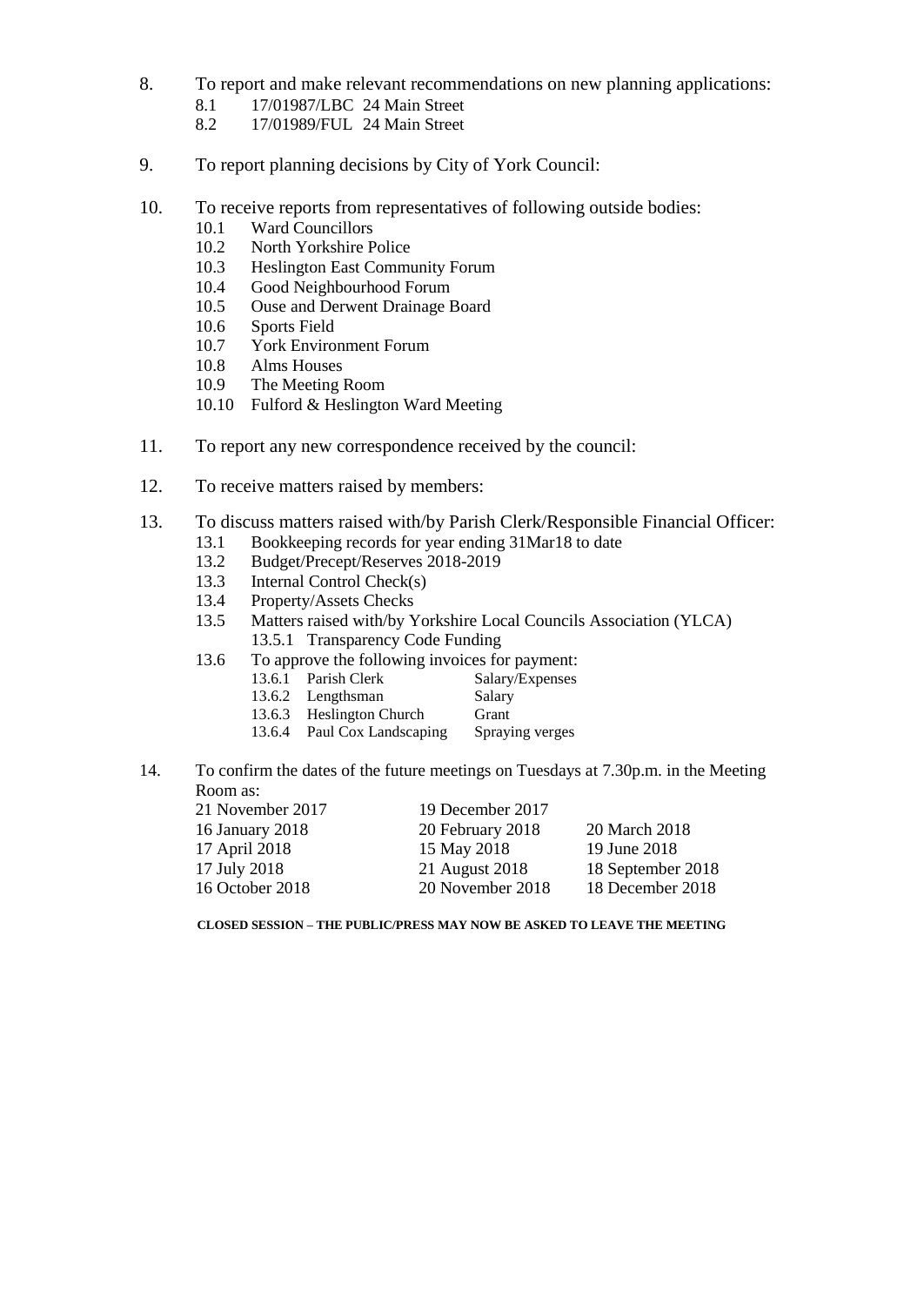8. To report and make relevant recommendations on new planning applications:
    - 8.1 17/01987/LBC 24 Main Street
    - 8.2 17/01989/FUL 24 Main Street

9. To report planning decisions by City of York Council:

10. To receive reports from representatives of following outside bodies:
    - 10.1 Ward Councillors
    - 10.2 North Yorkshire Police
    - 10.3 Heslington East Community Forum
    - 10.4 Good Neighbourhood Forum
    - 10.5 Ouse and Derwent Drainage Board
    - 10.6 Sports Field
    - 10.7 York Environment Forum
    - 10.8 Alms Houses
    - 10.9 The Meeting Room
    - 10.10 Fulford & Heslington Ward Meeting

11. To report any new correspondence received by the council:

12. To receive matters raised by members:

13. To discuss matters raised with/by Parish Clerk/Responsible Financial Officer:
    - 13.1 Bookkeeping records for year ending 31Mar18 to date
    - 13.2 Budget/Precept/Reserves 2018-2019
    - 13.3 Internal Control Check(s)
    - 13.4 Property/Assets Checks
    - 13.5 Matters raised with/by Yorkshire Local Councils Association (YLCA)
        - 13.5.1 Transparency Code Funding
    - 13.6 To approve the following invoices for payment:

| | | |
|---|---|---|
| 13.6.1 | Parish Clerk | Salary/Expenses |
| 13.6.2 | Lengthsman | Salary |
| 13.6.3 | Heslington Church | Grant |
| 13.6.4 | Paul Cox Landscaping | Spraying verges |

14. To confirm the dates of the future meetings on Tuesdays at 7.30p.m. in the Meeting Room as:

| | | |
|---|---|---|
| 21 November 2017 | 19 December 2017 | |
| 16 January 2018 | 20 February 2018 | 20 March 2018 |
| 17 April 2018 | 15 May 2018 | 19 June 2018 |
| 17 July 2018 | 21 August 2018 | 18 September 2018 |
| 16 October 2018 | 20 November 2018 | 18 December 2018 |

**CLOSED SESSION – THE PUBLIC/PRESS MAY NOW BE ASKED TO LEAVE THE MEETING**